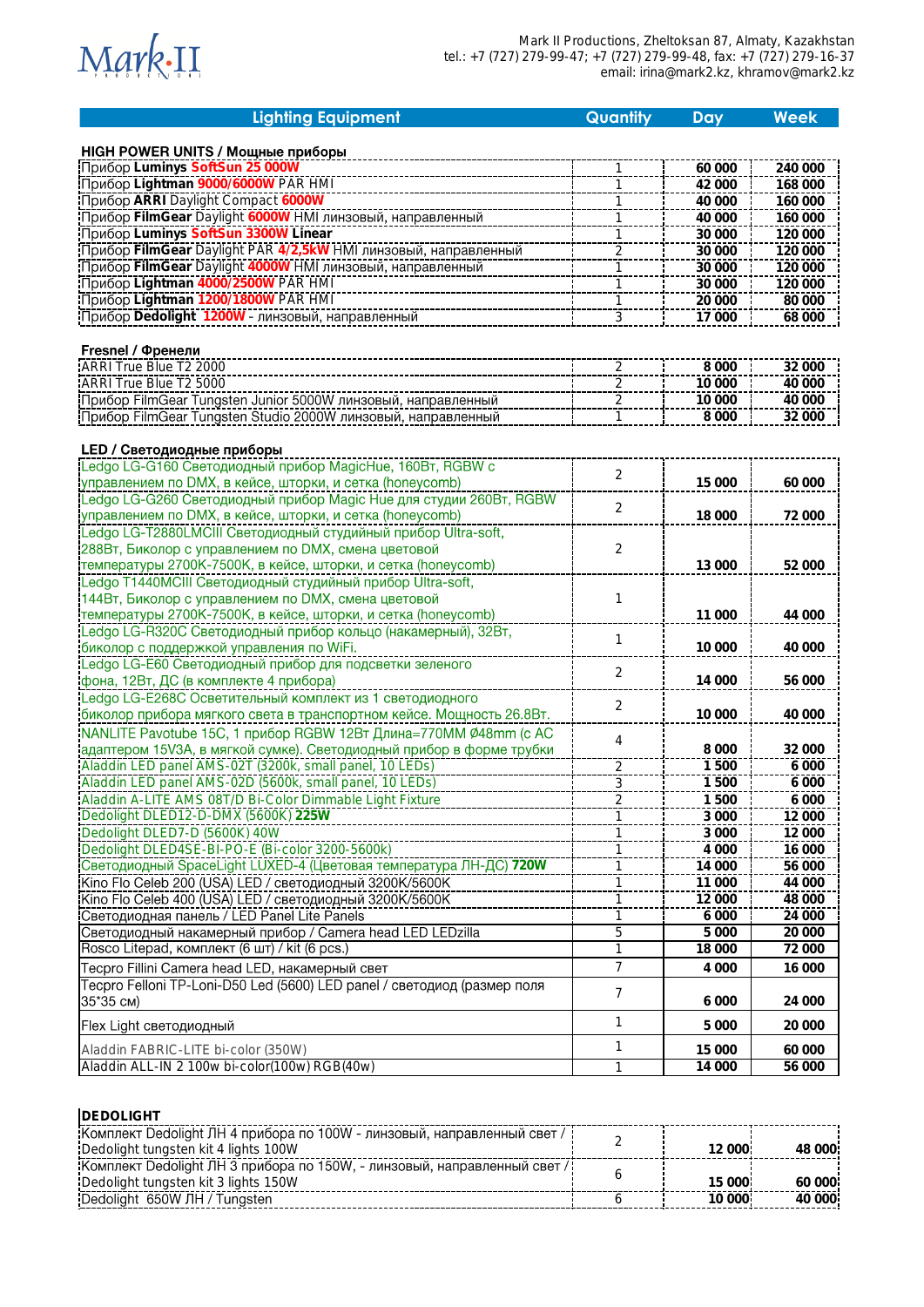Mark II Productions, Zheltoksan 87, Almaty, Kazakhstan
tel.: +7 (727) 279-99-47; +7 (727) 279-99-48, fax: +7 (727) 279-16-37
email: irina@mark2.kz, khramov@mark2.kz

| Lighting Equipment | Quantity | Day | Week |
|---|---|---|---|
| **HIGH POWER UNITS / Мощные приборы** | | | |
| Прибор **Luminys SoftSun 25 000W** | 1 | 60 000 | 240 000 |
| Прибор **Lightman 9000/6000W** PAR HMI | 1 | 42 000 | 168 000 |
| Прибор **ARRI** Daylight Compact **6000W** | 1 | 40 000 | 160 000 |
| Прибор **FilmGear** Daylight **6000W** HMI линзовый, направленный | 1 | 40 000 | 160 000 |
| Прибор **Luminys SoftSun 3300W Linear** | 1 | 30 000 | 120 000 |
| Прибор **FilmGear** Daylight PAR **4/2,5kW** HMI линзовый, направленный | 2 | 30 000 | 120 000 |
| Прибор **FilmGear** Daylight **4000W** HMI линзовый, направленный | 1 | 30 000 | 120 000 |
| Прибор **Lightman 4000/2500W** PAR HMI | 1 | 30 000 | 120 000 |
| Прибор **Lightman 1200/1800W** PAR HMI | 1 | 20 000 | 80 000 |
| Прибор **Dedolight 1200W** - линзовый, направленный | 3 | 17 000 | 68 000 |
| **Fresnel / Френели** | | | |
| ARRI True Blue T2 2000 | 2 | 8 000 | 32 000 |
| ARRI True Blue T2 5000 | 2 | 10 000 | 40 000 |
| Прибор FilmGear Tungsten Junior 5000W линзовый, направленный | 2 | 10 000 | 40 000 |
| Прибор FilmGear Tungsten Studio 2000W линзовый, направленный | 1 | 8 000 | 32 000 |
| **LED / Светодиодные приборы** | | | |
| Ledgo LG-G160 Светодиодный прибор MagicHue, 160Вт, RGBW с управлением по DMX, в кейсе, шторки, и сетка (honeycomb) | 2 | 15 000 | 60 000 |
| Ledgo LG-G260 Светодиодный прибор Magic Hue для студии 260Вт, RGBW управлением по DMX, в кейсе, шторки, и сетка (honeycomb) | 2 | 18 000 | 72 000 |
| Ledgo LG-T2880LMCIII Светодиодный студийный прибор Ultra-soft, 288Вт, Биколор с управлением по DMX, смена цветовой температуры 2700K-7500K, в кейсе, шторки, и сетка (honeycomb) | 2 | 13 000 | 52 000 |
| Ledgo T1440MCIII Светодиодный студийный прибор Ultra-soft, 144Вт, Биколор с управлением по DMX, смена цветовой температуры 2700K-7500K, в кейсе, шторки, и сетка (honeycomb) | 1 | 11 000 | 44 000 |
| Ledgo LG-R320C Светодиодный прибор кольцо (накамерный), 32Вт, биколор с поддержкой управления по WiFi. | 1 | 10 000 | 40 000 |
| Ledgo LG-E60 Светодиодный прибор для подсветки зеленого фона, 12Вт, ДС (в комплекте 4 прибора) | 2 | 14 000 | 56 000 |
| Ledgo LG-E268C Осветительный комплект из 1 светодиодного биколор прибора мягкого света в транспортном кейсе. Мощность 26.8Вт. | 2 | 10 000 | 40 000 |
| NANLITE Pavotube 15C, 1 прибор RGBW 12Вт Длина=770ММ Ø48mm (с AC адаптером 15V3A, в мягкой сумке). Светодиодный прибор в форме трубки | 4 | 8 000 | 32 000 |
| Aladdin LED panel AMS-02T (3200k, small panel, 10 LEDs) | 2 | 1 500 | 6 000 |
| Aladdin LED panel AMS-02D (5600k, small panel, 10 LEDs) | 3 | 1 500 | 6 000 |
| Aladdin A-LITE AMS 08T/D Bi-Color Dimmable Light Fixture | 2 | 1 500 | 6 000 |
| Dedolight DLED12-D-DMX (5600K) **225W** | 1 | 3 000 | 12 000 |
| Dedolight DLED7-D (5600K) 40W | 1 | 3 000 | 12 000 |
| Dedolight DLED4SE-BI-PO-E (Bi-color 3200-5600k) | 1 | 4 000 | 16 000 |
| Светодиодный SpaceLight LUXED-4 (Цветовая температура ЛН-ДС) **720W** | 1 | 14 000 | 56 000 |
| Kino Flo Celeb 200 (USA) LED / светодиодный 3200K/5600K | 1 | 11 000 | 44 000 |
| Kino Flo Celeb 400 (USA) LED / светодиодный 3200K/5600K | 1 | 12 000 | 48 000 |
| Светодиодная панель / LED Panel Lite Panels | 1 | 6 000 | 24 000 |
| Светодиодный накамерный прибор / Camera head LED LEDzilla | 5 | 5 000 | 20 000 |
| Rosco Litepad, комплект (6 шт) / kit (6 pcs.) | 1 | 18 000 | 72 000 |
| Tecpro Fillini Camera head LED, накамерный свет | 7 | 4 000 | 16 000 |
| Tecpro Felloni TP-Loni-D50 Led (5600) LED panel / светодиод (размер поля 35*35 см) | 7 | 6 000 | 24 000 |
| Flex Light светодиодный | 1 | 5 000 | 20 000 |
| Aladdin FABRIC-LITE bi-color (350W) | 1 | 15 000 | 60 000 |
| Aladdin ALL-IN 2 100w bi-color(100w) RGB(40w) | 1 | 14 000 | 56 000 |
| **DEDOLIGHT** | | | |
| Комплект Dedolight ЛН 4 прибора по 100W - линзовый, направленный свет / Dedolight tungsten kit 4 lights 100W | 2 | 12 000 | 48 000 |
| Комплект Dedolight ЛН 3 прибора по 150W, - линзовый, направленный свет / Dedolight tungsten kit 3 lights 150W | 6 | 15 000 | 60 000 |
| Dedolight 650W ЛН / Tungsten | 6 | 10 000 | 40 000 |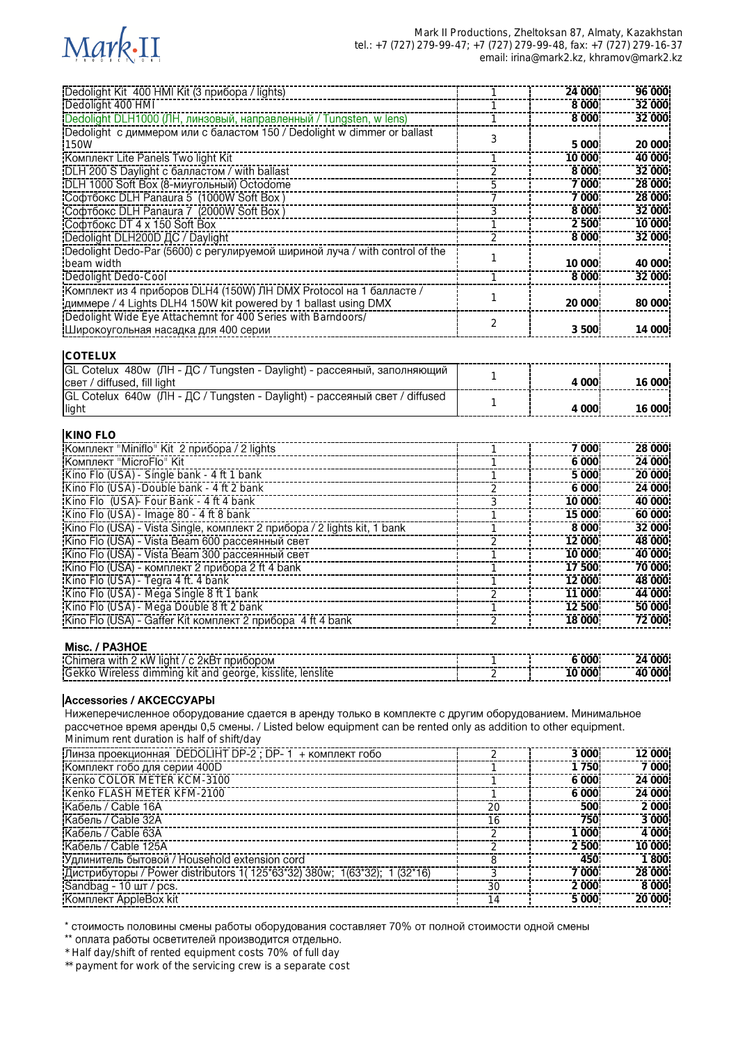Mark II Productions, Zheltoksan 87, Almaty, Kazakhstan
tel.: +7 (727) 279-99-47; +7 (727) 279-99-48, fax: +7 (727) 279-16-37
email: irina@mark2.kz, khramov@mark2.kz

| | | | |
|---|---|---|---|
| Dedolight Kit 400 HMI Kit (3 прибора / lights) | 1 | 24 000 | 96 000 |
| Dedolight 400 HMI | 1 | 8 000 | 32 000 |
| Dedolight DLH1000 (ЛН, линзовый, направленный / Tungsten, w lens) | 1 | 8 000 | 32 000 |
| Dedolight с диммером или с баластом 150 / Dedolight w dimmer or ballast 150W | 3 | 5 000 | 20 000 |
| Комплект Lite Panels Two light Kit | 1 | 10 000 | 40 000 |
| DLH 200 S Daylight с балластом / with ballast | 2 | 8 000 | 32 000 |
| DLH 1000 Soft Box (8-миугольный) Octodome | 5 | 7 000 | 28 000 |
| Софтбокс DLH Panaura 5 (1000W Soft Box ) | 7 | 7 000 | 28 000 |
| Софтбокс DLH Panaura 7 (2000W Soft Box ) | 3 | 8 000 | 32 000 |
| Софтбокс DT 4 x 150 Soft Box | 1 | 2 500 | 10 000 |
| Dedolight DLH200D ДС / Daylight | 2 | 8 000 | 32 000 |
| Dedolight Dedo-Par (5600) с регулируемой шириной луча / with control of the beam width | 1 | 10 000 | 40 000 |
| Dedolight Dedo-Cool | 1 | 8 000 | 32 000 |
| Комплект из 4 приборов DLH4 (150W) ЛН DMX Protocol на 1 балласте / диммере / 4 Lights DLH4 150W kit powered by 1 ballast using DMX | 1 | 20 000 | 80 000 |
| Dedolight Wide Eye Attachemnt for 400 Series with Barndoors/ Широкоугольная насадка для 400 серии | 2 | 3 500 | 14 000 |

**COTELUX**

| | | | |
|---|---|---|---|
| GL Cotelux 480w (ЛН - ДС / Tungsten - Daylight) - рассеяный, заполняющий свет / diffused, fill light | 1 | 4 000 | 16 000 |
| GL Cotelux 640w (ЛН - ДС / Tungsten - Daylight) - рассеяный свет / diffused light | 1 | 4 000 | 16 000 |

**KINO FLO**

| | | | |
|---|---|---|---|
| Комплект "Miniflo" Kit 2 прибора / 2 lights | 1 | 7 000 | 28 000 |
| Комплект "MicroFlo" Kit | 1 | 6 000 | 24 000 |
| Kino Flo (USA) - Single bank - 4 ft 1 bank | 1 | 5 000 | 20 000 |
| Kino Flo (USA) -Double bank - 4 ft 2 bank | 2 | 6 000 | 24 000 |
| Kino Flo (USA)- Four Bank - 4 ft 4 bank | 3 | 10 000 | 40 000 |
| Kino Flo (USA) - Image 80 - 4 ft 8 bank | 1 | 15 000 | 60 000 |
| Kino Flo (USA) - Vista Single, комплект 2 прибора / 2 lights kit, 1 bank | 1 | 8 000 | 32 000 |
| Kino Flo (USA) - Vista Beam 600 рассеянный свет | 2 | 12 000 | 48 000 |
| Kino Flo (USA) - Vista Beam 300 рассеянный свет | 1 | 10 000 | 40 000 |
| Kino Flo (USA) - комплект 2 прибора 2 ft 4 bank | 1 | 17 500 | 70 000 |
| Kino Flo (USA) - Tegra 4 ft. 4 bank | 1 | 12 000 | 48 000 |
| Kino Flo (USA) - Mega Single 8 ft 1 bank | 2 | 11 000 | 44 000 |
| Kino Flo (USA) - Mega Double 8 ft 2 bank | 1 | 12 500 | 50 000 |
| Kino Flo (USA) - Gaffer Kit комплект 2 прибора 4 ft 4 bank | 2 | 18 000 | 72 000 |

**Misc. / РАЗНОЕ**

| | | | |
|---|---|---|---|
| Chimera with 2 kW light / с 2кВт прибором | 1 | 6 000 | 24 000 |
| Gekko Wireless dimming kit and george, kisslite, lenslite | 2 | 10 000 | 40 000 |

**Accessories / АКСЕССУАРЫ**

Нижеперечисленное оборудование сдается в аренду только в комплекте с другим оборудованием. Минимальное рассчетное время аренды 0,5 смены. / Listed below equipment can be rented only as addition to other equipment. Minimum rent duration is half of shift/day

| | | | |
|---|---|---|---|
| Линза проекционная DEDOLIHT DP-2 ; DP- 1 + комплект гобо | 2 | 3 000 | 12 000 |
| Комплект гобо для серии 400D | 1 | 1 750 | 7 000 |
| Kenko COLOR METER KCM-3100 | 1 | 6 000 | 24 000 |
| Kenko FLASH METER KFM-2100 | 1 | 6 000 | 24 000 |
| Кабель / Cable 16A | 20 | 500 | 2 000 |
| Кабель / Cable 32A | 16 | 750 | 3 000 |
| Кабель / Cable 63A | 2 | 1 000 | 4 000 |
| Кабель / Cable 125A | 2 | 2 500 | 10 000 |
| Удлинитель бытовой / Household extension cord | 8 | 450 | 1 800 |
| Дистрибуторы / Power distributors 1( 125*63*32) 380w; 1(63*32); 1 (32*16) | 3 | 7 000 | 28 000 |
| Sandbag - 10 шт / pcs. | 30 | 2 000 | 8 000 |
| Комплект AppleBox kit | 14 | 5 000 | 20 000 |

\* стоимость половины смены работы оборудования составляет 70% от полной стоимости одной смены
\** оплата работы осветителей производится отдельно.
\* Half day/shift of rented equipment costs 70% of full day
\** payment for work of the servicing crew is a separate cost